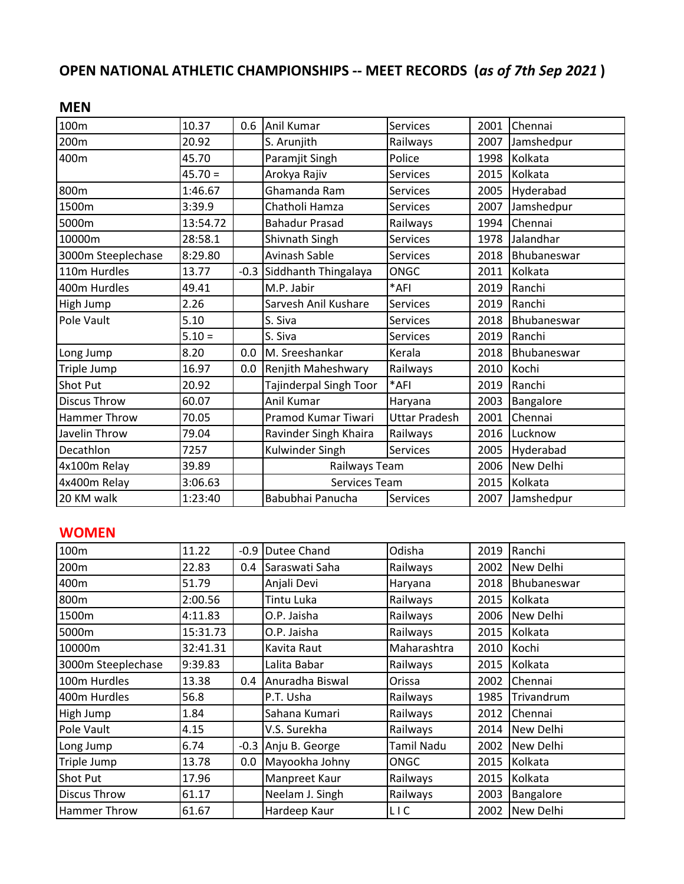# OPEN NATIONAL ATHLETIC CHAMPIONSHIPS -- MEET RECORDS (*as of 7th Sep 2021*)

## MEN

| Event | Record | Wind | Athlete | Team | Year | Venue |
|---|---|---|---|---|---|---|
| 100m | 10.37 | 0.6 | Anil Kumar | Services | 2001 | Chennai |
| 200m | 20.92 | | S. Arunjith | Railways | 2007 | Jamshedpur |
| 400m | 45.70 | | Paramjit Singh | Police | 1998 | Kolkata |
| | 45.70 = | | Arokya Rajiv | Services | 2015 | Kolkata |
| 800m | 1:46.67 | | Ghamanda Ram | Services | 2005 | Hyderabad |
| 1500m | 3:39.9 | | Chatholi Hamza | Services | 2007 | Jamshedpur |
| 5000m | 13:54.72 | | Bahadur Prasad | Railways | 1994 | Chennai |
| 10000m | 28:58.1 | | Shivnath Singh | Services | 1978 | Jalandhar |
| 3000m Steeplechase | 8:29.80 | | Avinash Sable | Services | 2018 | Bhubaneswar |
| 110m Hurdles | 13.77 | -0.3 | Siddhanth Thingalaya | ONGC | 2011 | Kolkata |
| 400m Hurdles | 49.41 | | M.P. Jabir | *AFI | 2019 | Ranchi |
| High Jump | 2.26 | | Sarvesh Anil Kushare | Services | 2019 | Ranchi |
| Pole Vault | 5.10 | | S. Siva | Services | 2018 | Bhubaneswar |
| | 5.10 = | | S. Siva | Services | 2019 | Ranchi |
| Long Jump | 8.20 | 0.0 | M. Sreeshankar | Kerala | 2018 | Bhubaneswar |
| Triple Jump | 16.97 | 0.0 | Renjith Maheshwary | Railways | 2010 | Kochi |
| Shot Put | 20.92 | | Tajinderpal Singh Toor | *AFI | 2019 | Ranchi |
| Discus Throw | 60.07 | | Anil Kumar | Haryana | 2003 | Bangalore |
| Hammer Throw | 70.05 | | Pramod Kumar Tiwari | Uttar Pradesh | 2001 | Chennai |
| Javelin Throw | 79.04 | | Ravinder Singh Khaira | Railways | 2016 | Lucknow |
| Decathlon | 7257 | | Kulwinder Singh | Services | 2005 | Hyderabad |
| 4x100m Relay | 39.89 | | Railways Team | | 2006 | New Delhi |
| 4x400m Relay | 3:06.63 | | Services Team | | 2015 | Kolkata |
| 20 KM walk | 1:23:40 | | Babubhai Panucha | Services | 2007 | Jamshedpur |

## WOMEN

| Event | Record | Wind | Athlete | Team | Year | Venue |
|---|---|---|---|---|---|---|
| 100m | 11.22 | -0.9 | Dutee Chand | Odisha | 2019 | Ranchi |
| 200m | 22.83 | 0.4 | Saraswati Saha | Railways | 2002 | New Delhi |
| 400m | 51.79 | | Anjali Devi | Haryana | 2018 | Bhubaneswar |
| 800m | 2:00.56 | | Tintu Luka | Railways | 2015 | Kolkata |
| 1500m | 4:11.83 | | O.P. Jaisha | Railways | 2006 | New Delhi |
| 5000m | 15:31.73 | | O.P. Jaisha | Railways | 2015 | Kolkata |
| 10000m | 32:41.31 | | Kavita Raut | Maharashtra | 2010 | Kochi |
| 3000m Steeplechase | 9:39.83 | | Lalita Babar | Railways | 2015 | Kolkata |
| 100m Hurdles | 13.38 | 0.4 | Anuradha Biswal | Orissa | 2002 | Chennai |
| 400m Hurdles | 56.8 | | P.T. Usha | Railways | 1985 | Trivandrum |
| High Jump | 1.84 | | Sahana Kumari | Railways | 2012 | Chennai |
| Pole Vault | 4.15 | | V.S. Surekha | Railways | 2014 | New Delhi |
| Long Jump | 6.74 | -0.3 | Anju B. George | Tamil Nadu | 2002 | New Delhi |
| Triple Jump | 13.78 | 0.0 | Mayookha Johny | ONGC | 2015 | Kolkata |
| Shot Put | 17.96 | | Manpreet Kaur | Railways | 2015 | Kolkata |
| Discus Throw | 61.17 | | Neelam J. Singh | Railways | 2003 | Bangalore |
| Hammer Throw | 61.67 | | Hardeep Kaur | L I C | 2002 | New Delhi |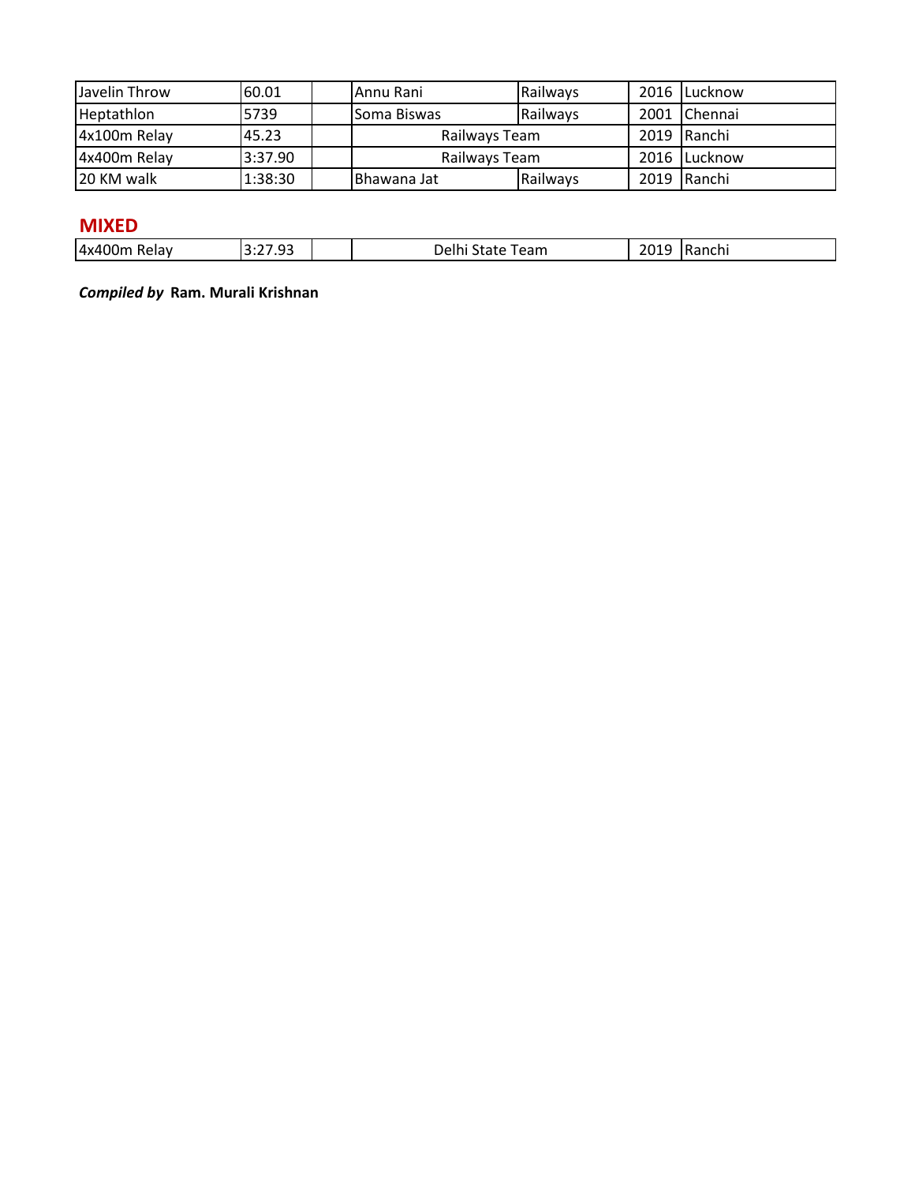| | | | | | | |
|---|---|---|---|---|---|---|
| Javelin Throw | 60.01 | | Annu Rani | Railways | 2016 | Lucknow |
| Heptathlon | 5739 | | Soma Biswas | Railways | 2001 | Chennai |
| 4x100m Relay | 45.23 | | Railways Team | | 2019 | Ranchi |
| 4x400m Relay | 3:37.90 | | Railways Team | | 2016 | Lucknow |
| 20 KM walk | 1:38:30 | | Bhawana Jat | Railways | 2019 | Ranchi |

## MIXED

| | | | | | | |
|---|---|---|---|---|---|---|
| 4x400m Relay | 3:27.93 | | Delhi State Team | | 2019 | Ranchi |

***Compiled by*** **Ram. Murali Krishnan**